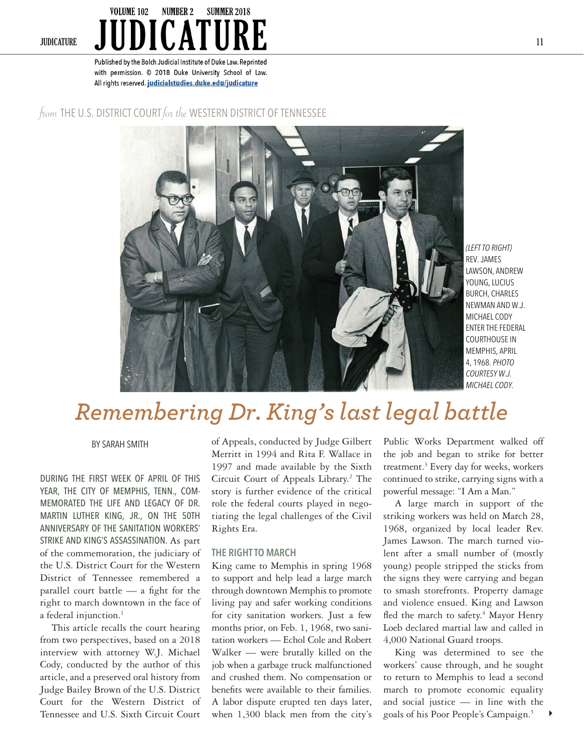*Published by the Bolch Judicial Institute of Duke Law. Reprinted with permission. © 2018 Duke University School of Law. All rights reserved.* [judicialstudies.duke.edu/judicature](judicialstudies.duke.edu/judicature)

*from* THE U.S. DISTRICT COURT *for the* WESTERN DISTRICT OF TENNESSEE

*(LEFT TO RIGHT)* REV. JAMES LAWSON, ANDREW YOUNG, LUCIUS BURCH, CHARLES NEWMAN AND W.J. MICHAEL CODY ENTER THE FEDERAL COURTHOUSE IN MEMPHIS, APRIL 4, 1968. *PHOTO COURTESY W.J. MICHAEL CODY.*

# Remembering Dr. King's last legal battle

BY SARAH SMITH

DURING THE FIRST WEEK OF APRIL OF THIS YEAR, THE CITY OF MEMPHIS, TENN., COMMEMORATED THE LIFE AND LEGACY OF DR. MARTIN LUTHER KING, JR., ON THE 50TH ANNIVERSARY OF THE SANITATION WORKERS' STRIKE AND KING'S ASSASSINATION. As part of the commemoration, the judiciary of the U.S. District Court for the Western District of Tennessee remembered a parallel court battle — a fight for the right to march downtown in the face of a federal injunction.[1]

This article recalls the court hearing from two perspectives, based on a 2018 interview with attorney W.J. Michael Cody, conducted by the author of this article, and a preserved oral history from Judge Bailey Brown of the U.S. District Court for the Western District of Tennessee and U.S. Sixth Circuit Court of Appeals, conducted by Judge Gilbert Merritt in 1994 and Rita F. Wallace in 1997 and made available by the Sixth Circuit Court of Appeals Library.[2] The story is further evidence of the critical role the federal courts played in negotiating the legal challenges of the Civil Rights Era.

## THE RIGHT TO MARCH

King came to Memphis in spring 1968 to support and help lead a large march through downtown Memphis to promote living pay and safer working conditions for city sanitation workers. Just a few months prior, on Feb. 1, 1968, two sanitation workers — Echol Cole and Robert Walker — were brutally killed on the job when a garbage truck malfunctioned and crushed them. No compensation or benefits were available to their families. A labor dispute erupted ten days later, when 1,300 black men from the city's Public Works Department walked off the job and began to strike for better treatment.[3] Every day for weeks, workers continued to strike, carrying signs with a powerful message: "I Am a Man."

A large march in support of the striking workers was held on March 28, 1968, organized by local leader Rev. James Lawson. The march turned violent after a small number of (mostly young) people stripped the sticks from the signs they were carrying and began to smash storefronts. Property damage and violence ensued. King and Lawson fled the march to safety.[4] Mayor Henry Loeb declared martial law and called in 4,000 National Guard troops.

King was determined to see the workers' cause through, and he sought to return to Memphis to lead a second march to promote economic equality and social justice — in line with the goals of his Poor People's Campaign.[5]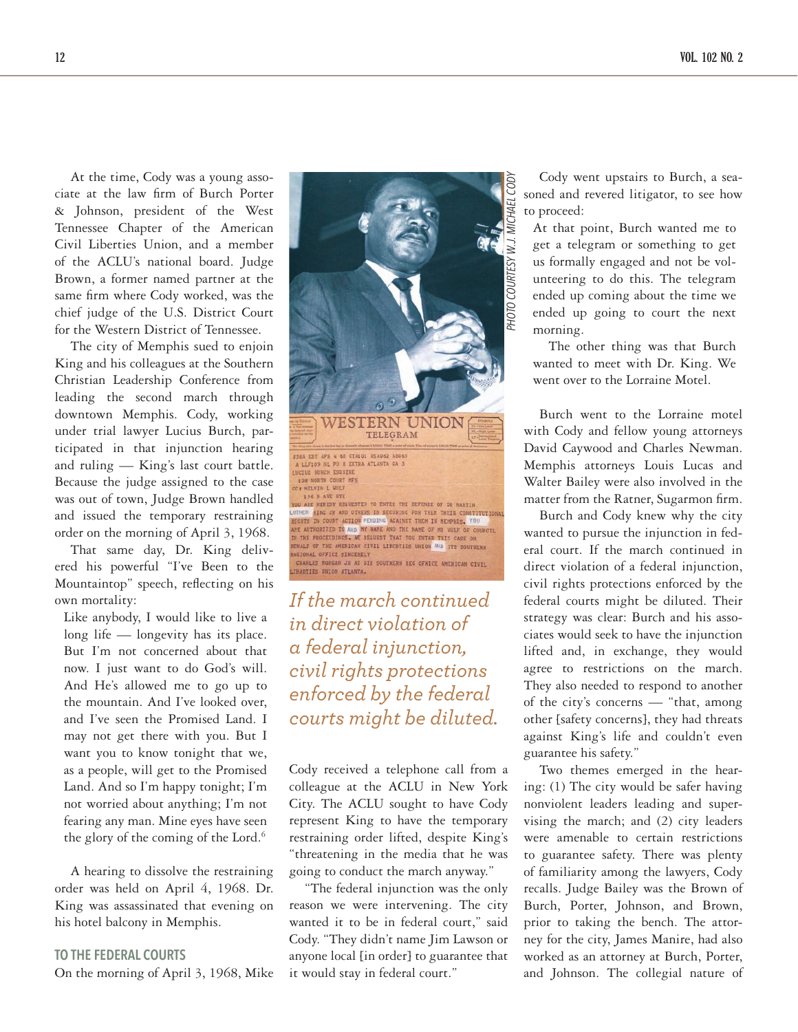At the time, Cody was a young associate at the law firm of Burch Porter & Johnson, president of the West Tennessee Chapter of the American Civil Liberties Union, and a member of the ACLU's national board. Judge Brown, a former named partner at the same firm where Cody worked, was the chief judge of the U.S. District Court for the Western District of Tennessee.

The city of Memphis sued to enjoin King and his colleagues at the Southern Christian Leadership Conference from leading the second march through downtown Memphis. Cody, working under trial lawyer Lucius Burch, participated in that injunction hearing and ruling — King's last court battle. Because the judge assigned to the case was out of town, Judge Brown handled and issued the temporary restraining order on the morning of April 3, 1968.

That same day, Dr. King delivered his powerful "I've Been to the Mountaintop" speech, reflecting on his own mortality:

> Like anybody, I would like to live a long life — longevity has its place. But I'm not concerned about that now. I just want to do God's will. And He's allowed me to go up to the mountain. And I've looked over, and I've seen the Promised Land. I may not get there with you. But I want you to know tonight that we, as a people, will get to the Promised Land. And so I'm happy tonight; I'm not worried about anything; I'm not fearing any man. Mine eyes have seen the glory of the coming of the Lord.[6]

A hearing to dissolve the restraining order was held on April 4, 1968. Dr. King was assassinated that evening on his hotel balcony in Memphis.

## TO THE FEDERAL COURTS

On the morning of April 3, 1968, Mike Cody received a telephone call from a colleague at the ACLU in New York City. The ACLU sought to have Cody represent King to have the temporary restraining order lifted, despite King's "threatening in the media that he was going to conduct the march anyway."

"The federal injunction was the only reason we were intervening. The city wanted it to be in federal court," said Cody. "They didn't name Jim Lawson or anyone local [in order] to guarantee that it would stay in federal court."

PHOTO COURTESY W.J. MICHAEL CODY

*If the march continued in direct violation of a federal injunction, civil rights protections enforced by the federal courts might be diluted.*

Cody went upstairs to Burch, a seasoned and revered litigator, to see how to proceed:

> At that point, Burch wanted me to get a telegram or something to get us formally engaged and not be volunteering to do this. The telegram ended up coming about the time we ended up going to court the next morning.
>
> The other thing was that Burch wanted to meet with Dr. King. We went over to the Lorraine Motel.

Burch went to the Lorraine motel with Cody and fellow young attorneys David Caywood and Charles Newman. Memphis attorneys Louis Lucas and Walter Bailey were also involved in the matter from the Ratner, Sugarmon firm.

Burch and Cody knew why the city wanted to pursue the injunction in federal court. If the march continued in direct violation of a federal injunction, civil rights protections enforced by the federal courts might be diluted. Their strategy was clear: Burch and his associates would seek to have the injunction lifted and, in exchange, they would agree to restrictions on the march. They also needed to respond to another of the city's concerns — "that, among other [safety concerns], they had threats against King's life and couldn't even guarantee his safety."

Two themes emerged in the hearing: (1) The city would be safer having nonviolent leaders leading and supervising the march; and (2) city leaders were amenable to certain restrictions to guarantee safety. There was plenty of familiarity among the lawyers, Cody recalls. Judge Bailey was the Brown of Burch, Porter, Johnson, and Brown, prior to taking the bench. The attorney for the city, James Manire, had also worked as an attorney at Burch, Porter, and Johnson. The collegial nature of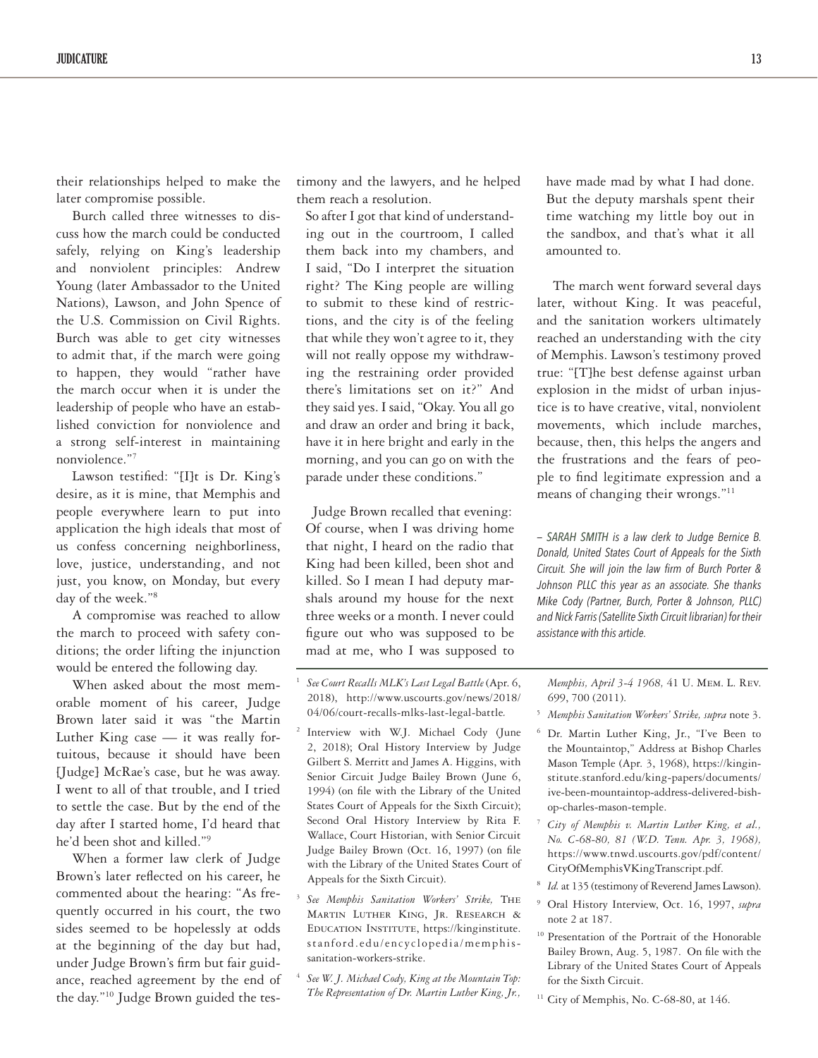their relationships helped to make the later compromise possible.

Burch called three witnesses to discuss how the march could be conducted safely, relying on King's leadership and nonviolent principles: Andrew Young (later Ambassador to the United Nations), Lawson, and John Spence of the U.S. Commission on Civil Rights. Burch was able to get city witnesses to admit that, if the march were going to happen, they would "rather have the march occur when it is under the leadership of people who have an established conviction for nonviolence and a strong self-interest in maintaining nonviolence."[7]

Lawson testified: "[I]t is Dr. King's desire, as it is mine, that Memphis and people everywhere learn to put into application the high ideals that most of us confess concerning neighborliness, love, justice, understanding, and not just, you know, on Monday, but every day of the week."[8]

A compromise was reached to allow the march to proceed with safety conditions; the order lifting the injunction would be entered the following day.

When asked about the most memorable moment of his career, Judge Brown later said it was "the Martin Luther King case — it was really fortuitous, because it should have been [Judge] McRae's case, but he was away. I went to all of that trouble, and I tried to settle the case. But by the end of the day after I started home, I'd heard that he'd been shot and killed."[9]

When a former law clerk of Judge Brown's later reflected on his career, he commented about the hearing: "As frequently occurred in his court, the two sides seemed to be hopelessly at odds at the beginning of the day but had, under Judge Brown's firm but fair guidance, reached agreement by the end of the day."[10] Judge Brown guided the testimony and the lawyers, and he helped them reach a resolution.

> So after I got that kind of understanding out in the courtroom, I called them back into my chambers, and I said, "Do I interpret the situation right? The King people are willing to submit to these kind of restrictions, and the city is of the feeling that while they won't agree to it, they will not really oppose my withdrawing the restraining order provided there's limitations set on it?" And they said yes. I said, "Okay. You all go and draw an order and bring it back, have it in here bright and early in the morning, and you can go on with the parade under these conditions."

Judge Brown recalled that evening:

> Of course, when I was driving home that night, I heard on the radio that King had been killed, been shot and killed. So I mean I had deputy marshals around my house for the next three weeks or a month. I never could figure out who was supposed to be mad at me, who I was supposed to have made mad by what I had done. But the deputy marshals spent their time watching my little boy out in the sandbox, and that's what it all amounted to.

The march went forward several days later, without King. It was peaceful, and the sanitation workers ultimately reached an understanding with the city of Memphis. Lawson's testimony proved true: "[T]he best defense against urban explosion in the midst of urban injustice is to have creative, vital, nonviolent movements, which include marches, because, then, this helps the angers and the frustrations and the fears of people to find legitimate expression and a means of changing their wrongs."[11]

*– SARAH SMITH is a law clerk to Judge Bernice B. Donald, United States Court of Appeals for the Sixth Circuit. She will join the law firm of Burch Porter & Johnson PLLC this year as an associate. She thanks Mike Cody (Partner, Burch, Porter & Johnson, PLLC) and Nick Farris (Satellite Sixth Circuit librarian) for their assistance with this article.*

---

1. *See Court Recalls MLK's Last Legal Battle* (Apr. 6, 2018), http://www.uscourts.gov/news/2018/04/06/court-recalls-mlks-last-legal-battle.
2. Interview with W.J. Michael Cody (June 2, 2018); Oral History Interview by Judge Gilbert S. Merritt and James A. Higgins, with Senior Circuit Judge Bailey Brown (June 6, 1994) (on file with the Library of the United States Court of Appeals for the Sixth Circuit); Second Oral History Interview by Rita F. Wallace, Court Historian, with Senior Circuit Judge Bailey Brown (Oct. 16, 1997) (on file with the Library of the United States Court of Appeals for the Sixth Circuit).
3. *See Memphis Sanitation Workers' Strike,* The Martin Luther King, Jr. Research & Education Institute, https://kinginstitute.stanford.edu/encyclopedia/memphis-sanitation-workers-strike.
4. *See W. J. Michael Cody, King at the Mountain Top: The Representation of Dr. Martin Luther King, Jr., Memphis, April 3-4 1968,* 41 U. Mem. L. Rev. 699, 700 (2011).
5. *Memphis Sanitation Workers' Strike, supra* note 3.
6. Dr. Martin Luther King, Jr., "I've Been to the Mountaintop," Address at Bishop Charles Mason Temple (Apr. 3, 1968), https://kinginstitute.stanford.edu/king-papers/documents/ive-been-mountaintop-address-delivered-bishop-charles-mason-temple.
7. *City of Memphis v. Martin Luther King, et al., No. C-68-80, 81 (W.D. Tenn. Apr. 3, 1968),* https://www.tnwd.uscourts.gov/pdf/content/CityOfMemphisVKingTranscript.pdf.
8. *Id.* at 135 (testimony of Reverend James Lawson).
9. Oral History Interview, Oct. 16, 1997, *supra* note 2 at 187.
10. Presentation of the Portrait of the Honorable Bailey Brown, Aug. 5, 1987. On file with the Library of the United States Court of Appeals for the Sixth Circuit.
11. City of Memphis, No. C-68-80, at 146.